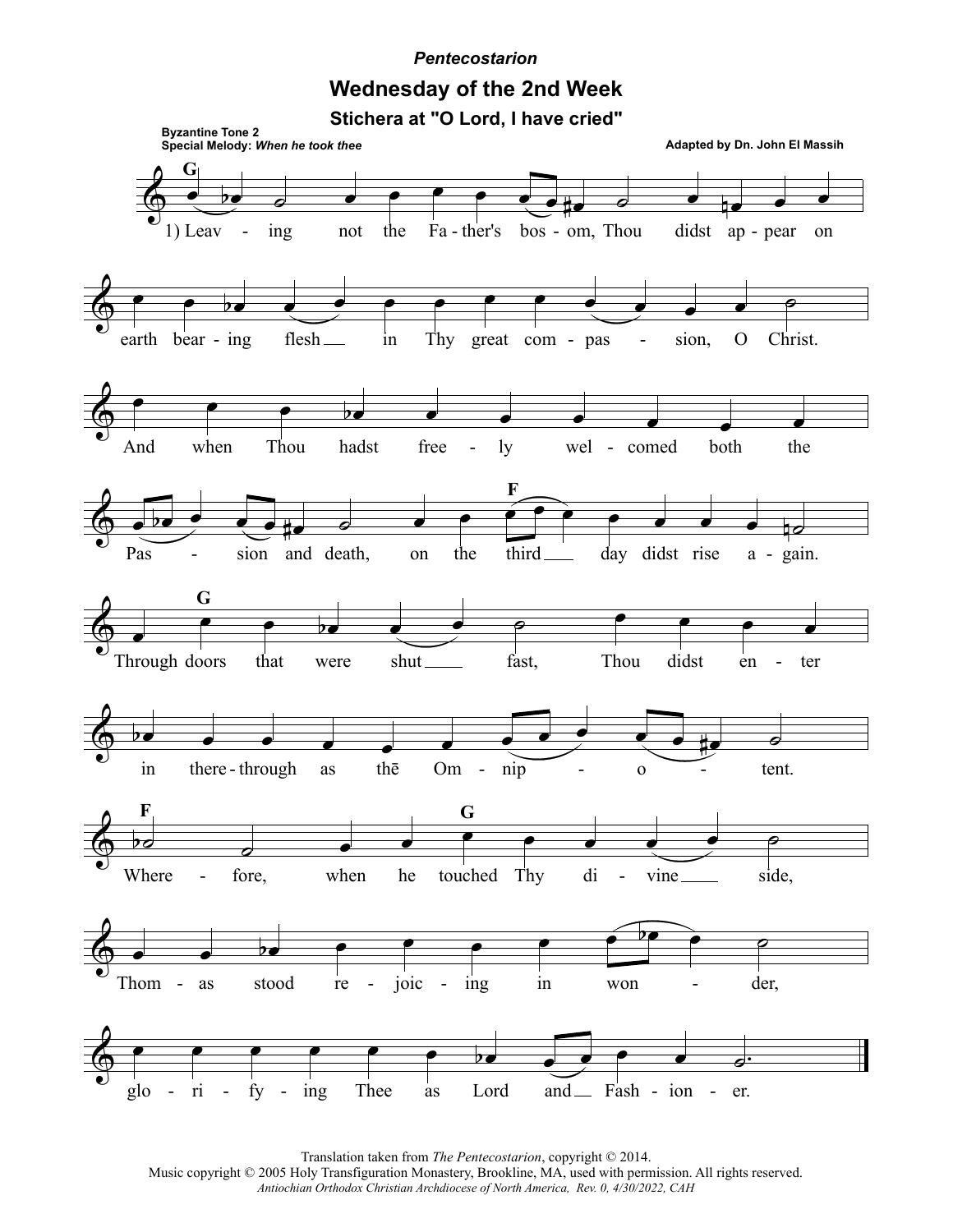*Pentecostarion*

# Wednesday of the 2nd Week

## Stichera at "O Lord, I have cried"

**Byzantine Tone 2**
**Special Melody:** ***When he took thee***

**Adapted by Dn. John El Massih**

G

1) Leav - ing not the Fa - ther's bos - om, Thou didst ap - pear on

earth bear - ing flesh in Thy great com - pas - sion, O Christ.

And when Thou hadst free - ly wel - comed both the

F

Pas - sion and death, on the third day didst rise a - gain.

G

Through doors that were shut fast, Thou didst en - ter

in there - through as thē Om - nip - o - tent.

F G

Where - fore, when he touched Thy di - vine side,

Thom - as stood re - joic - ing in won - der,

glo - ri - fy - ing Thee as Lord and Fash - ion - er.

Translation taken from *The Pentecostarion*, copyright © 2014.
Music copyright © 2005 Holy Transfiguration Monastery, Brookline, MA, used with permission. All rights reserved.
*Antiochian Orthodox Christian Archdiocese of North America, Rev. 0, 4/30/2022, CAH*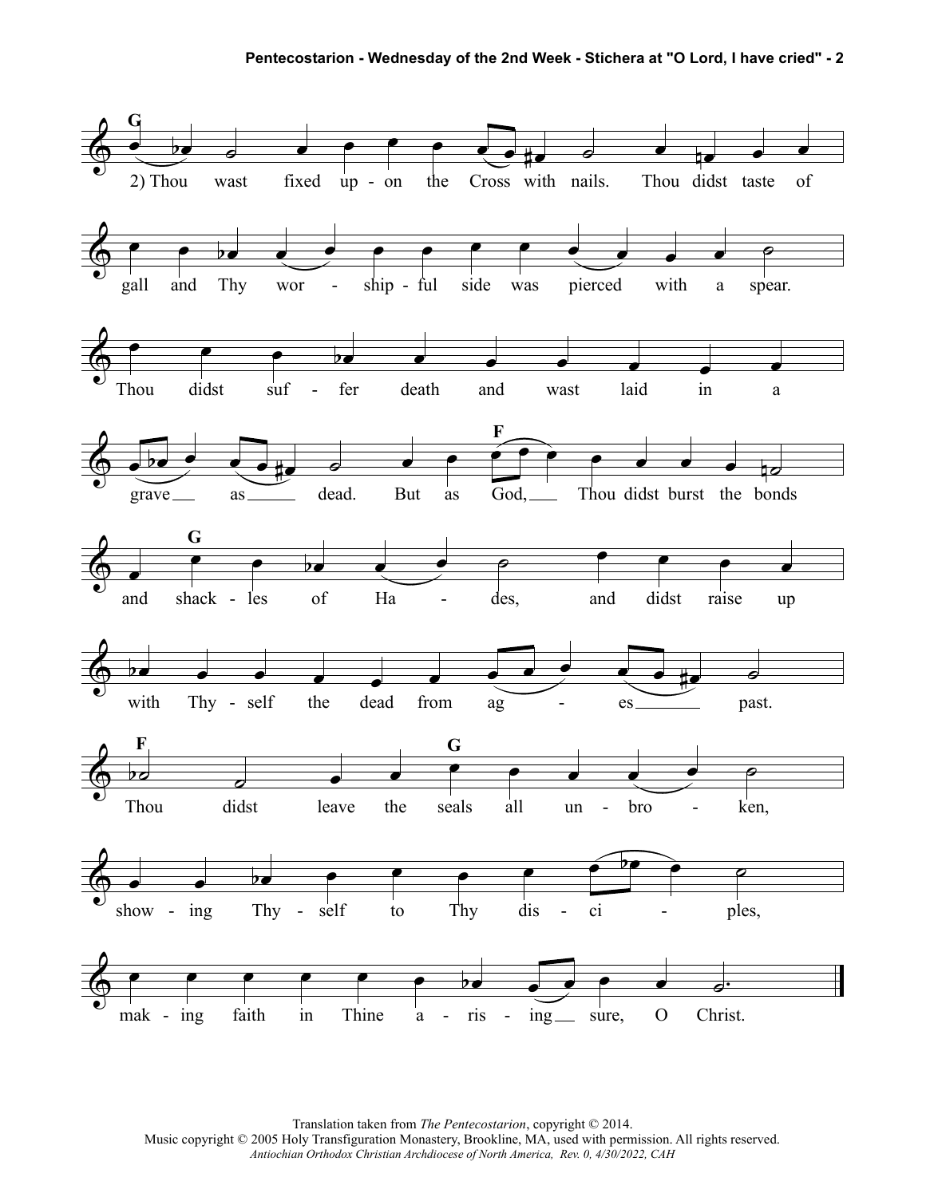2) Thou wast fixed upon the Cross with nails. Thou didst taste of gall and Thy worshipful side was pierced with a spear. Thou didst suffer death and wast laid in a grave as dead. But as God, Thou didst burst the bonds and shackles of Hades, and didst raise up with Thyself the dead from ages past. Thou didst leave the seals all unbroken, showing Thyself to Thy disciples, making faith in Thine arising sure, O Christ.

Translation taken from *The Pentecostarion*, copyright © 2014.
Music copyright © 2005 Holy Transfiguration Monastery, Brookline, MA, used with permission. All rights reserved.
*Antiochian Orthodox Christian Archdiocese of North America, Rev. 0, 4/30/2022, CAH*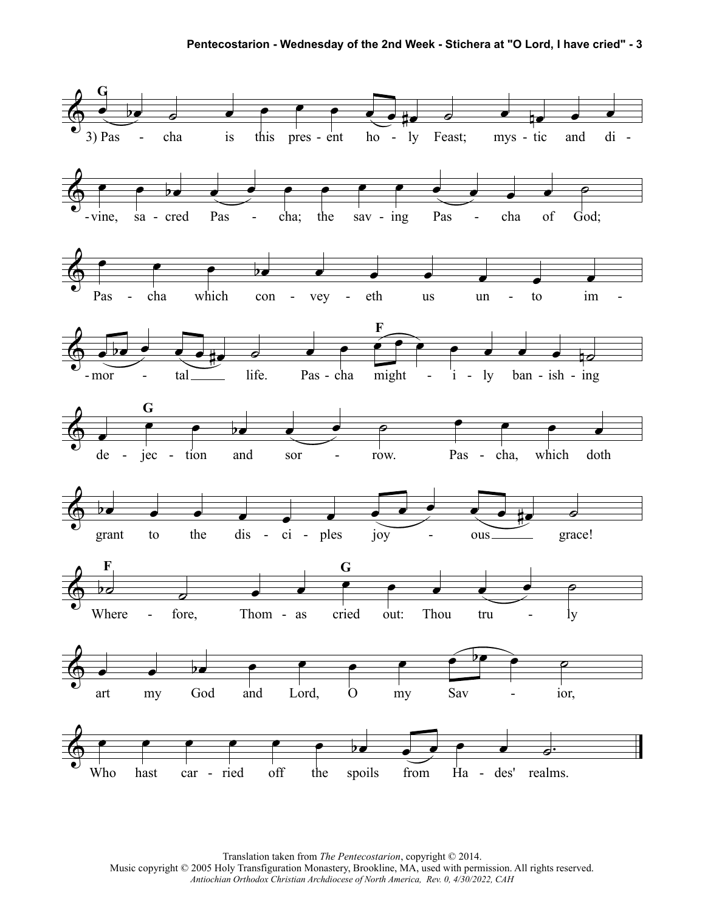3) Pascha is this present holy Feast; mystic and divine, sacred Pascha; the saving Pascha of God; Pascha which conveyeth us unto immortal life. Pascha mightily banishing dejection and sorrow. Pascha, which doth grant to the disciples joyous grace! Wherefore, Thomas cried out: Thou truly art my God and Lord, O my Saviour, Who hast carried off the spoils from Hades' realms.

Translation taken from *The Pentecostarion*, copyright © 2014.
Music copyright © 2005 Holy Transfiguration Monastery, Brookline, MA, used with permission. All rights reserved.
*Antiochian Orthodox Christian Archdiocese of North America, Rev. 0, 4/30/2022, CAH*